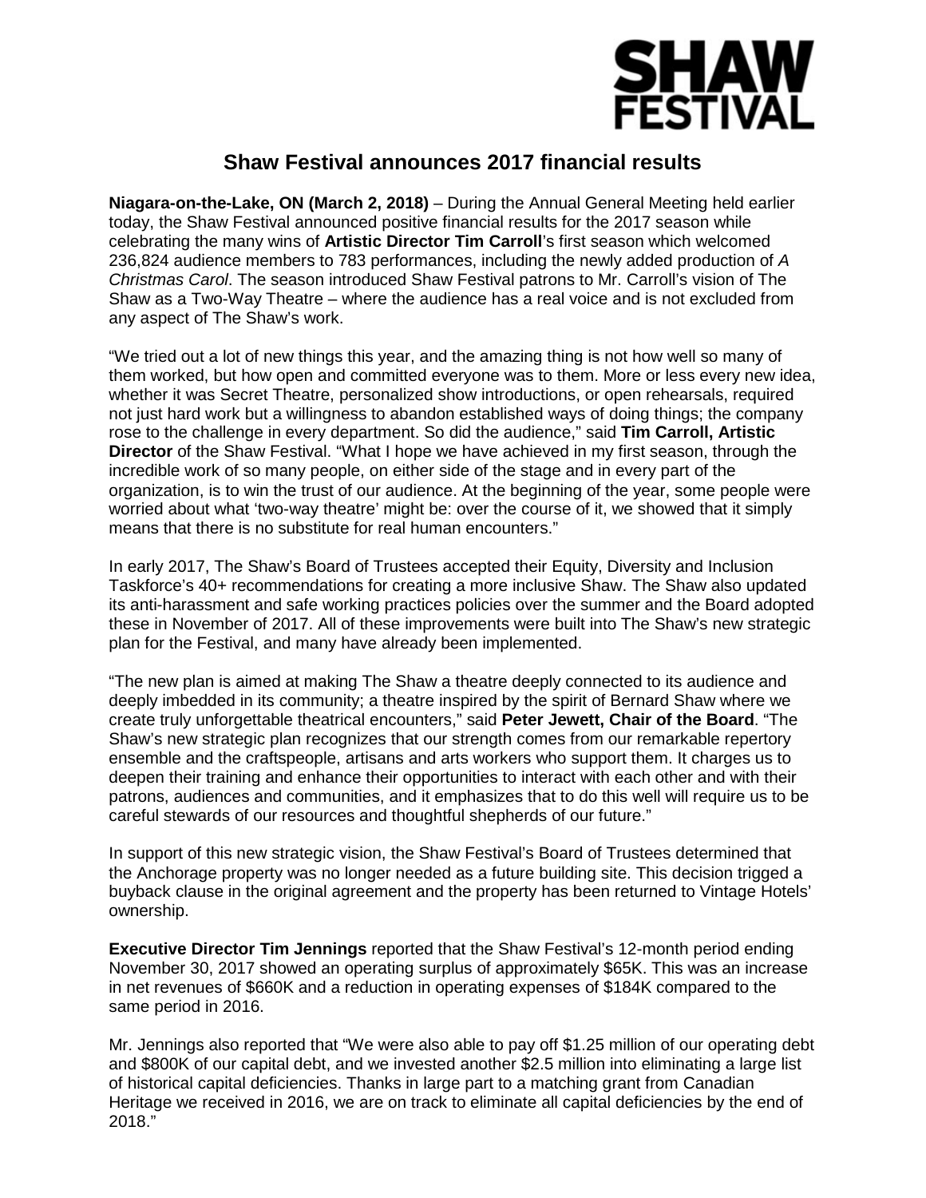# Shaw Festival announces 2017 financial results

**Niagara-on-the-Lake, ON (March 2, 2018)** – During the Annual General Meeting held earlier today, the Shaw Festival announced positive financial results for the 2017 season while celebrating the many wins of **Artistic Director Tim Carroll**'s first season which welcomed 236,824 audience members to 783 performances, including the newly added production of *A Christmas Carol*. The season introduced Shaw Festival patrons to Mr. Carroll's vision of The Shaw as a Two-Way Theatre – where the audience has a real voice and is not excluded from any aspect of The Shaw's work.

"We tried out a lot of new things this year, and the amazing thing is not how well so many of them worked, but how open and committed everyone was to them. More or less every new idea, whether it was Secret Theatre, personalized show introductions, or open rehearsals, required not just hard work but a willingness to abandon established ways of doing things; the company rose to the challenge in every department. So did the audience," said **Tim Carroll, Artistic Director** of the Shaw Festival. "What I hope we have achieved in my first season, through the incredible work of so many people, on either side of the stage and in every part of the organization, is to win the trust of our audience. At the beginning of the year, some people were worried about what 'two-way theatre' might be: over the course of it, we showed that it simply means that there is no substitute for real human encounters."

In early 2017, The Shaw's Board of Trustees accepted their Equity, Diversity and Inclusion Taskforce's 40+ recommendations for creating a more inclusive Shaw. The Shaw also updated its anti-harassment and safe working practices policies over the summer and the Board adopted these in November of 2017. All of these improvements were built into The Shaw's new strategic plan for the Festival, and many have already been implemented.

"The new plan is aimed at making The Shaw a theatre deeply connected to its audience and deeply imbedded in its community; a theatre inspired by the spirit of Bernard Shaw where we create truly unforgettable theatrical encounters," said **Peter Jewett, Chair of the Board**. "The Shaw's new strategic plan recognizes that our strength comes from our remarkable repertory ensemble and the craftspeople, artisans and arts workers who support them. It charges us to deepen their training and enhance their opportunities to interact with each other and with their patrons, audiences and communities, and it emphasizes that to do this well will require us to be careful stewards of our resources and thoughtful shepherds of our future."

In support of this new strategic vision, the Shaw Festival's Board of Trustees determined that the Anchorage property was no longer needed as a future building site. This decision trigged a buyback clause in the original agreement and the property has been returned to Vintage Hotels' ownership.

**Executive Director Tim Jennings** reported that the Shaw Festival's 12-month period ending November 30, 2017 showed an operating surplus of approximately $65K. This was an increase in net revenues of $660K and a reduction in operating expenses of $184K compared to the same period in 2016.

Mr. Jennings also reported that "We were also able to pay off $1.25 million of our operating debt and $800K of our capital debt, and we invested another $2.5 million into eliminating a large list of historical capital deficiencies. Thanks in large part to a matching grant from Canadian Heritage we received in 2016, we are on track to eliminate all capital deficiencies by the end of 2018."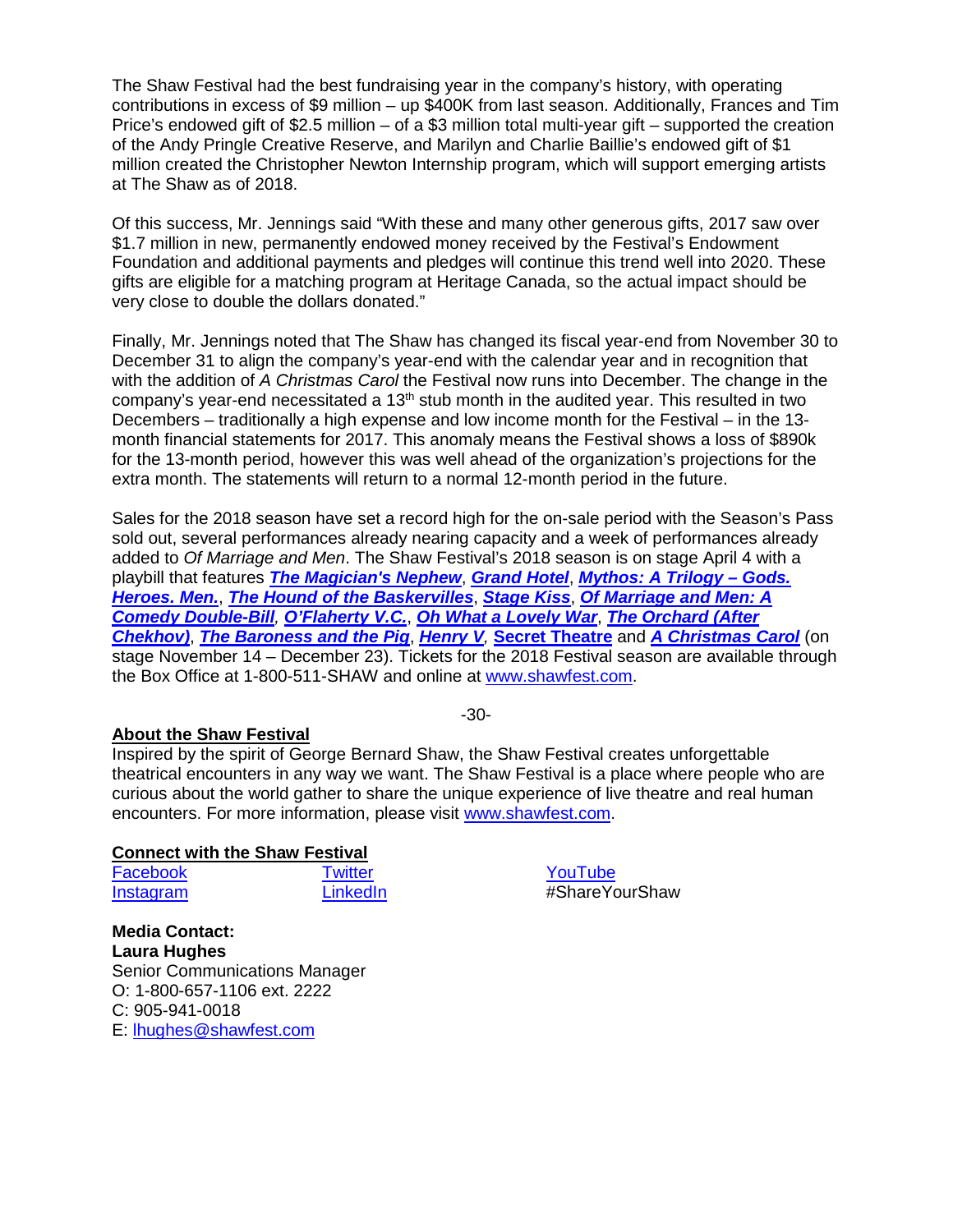The Shaw Festival had the best fundraising year in the company's history, with operating contributions in excess of $9 million – up $400K from last season. Additionally, Frances and Tim Price's endowed gift of $2.5 million – of a $3 million total multi-year gift – supported the creation of the Andy Pringle Creative Reserve, and Marilyn and Charlie Baillie's endowed gift of $1 million created the Christopher Newton Internship program, which will support emerging artists at The Shaw as of 2018.

Of this success, Mr. Jennings said "With these and many other generous gifts, 2017 saw over $1.7 million in new, permanently endowed money received by the Festival's Endowment Foundation and additional payments and pledges will continue this trend well into 2020. These gifts are eligible for a matching program at Heritage Canada, so the actual impact should be very close to double the dollars donated."

Finally, Mr. Jennings noted that The Shaw has changed its fiscal year-end from November 30 to December 31 to align the company's year-end with the calendar year and in recognition that with the addition of *A Christmas Carol* the Festival now runs into December. The change in the company's year-end necessitated a 13th stub month in the audited year. This resulted in two Decembers – traditionally a high expense and low income month for the Festival – in the 13-month financial statements for 2017. This anomaly means the Festival shows a loss of $890k for the 13-month period, however this was well ahead of the organization's projections for the extra month. The statements will return to a normal 12-month period in the future.

Sales for the 2018 season have set a record high for the on-sale period with the Season's Pass sold out, several performances already nearing capacity and a week of performances already added to *Of Marriage and Men*. The Shaw Festival's 2018 season is on stage April 4 with a playbill that features ***The Magician's Nephew***, ***Grand Hotel***, ***Mythos: A Trilogy – Gods. Heroes. Men.***, ***The Hound of the Baskervilles***, ***Stage Kiss***, ***Of Marriage and Men: A Comedy Double-Bill***, ***O'Flaherty V.C.***, ***Oh What a Lovely War***, ***The Orchard (After Chekhov)***, ***The Baroness and the Pig***, ***Henry V***, **Secret Theatre** and ***A Christmas Carol*** (on stage November 14 – December 23). Tickets for the 2018 Festival season are available through the Box Office at 1-800-511-SHAW and online at www.shawfest.com.

-30-

**About the Shaw Festival**

Inspired by the spirit of George Bernard Shaw, the Shaw Festival creates unforgettable theatrical encounters in any way we want. The Shaw Festival is a place where people who are curious about the world gather to share the unique experience of live theatre and real human encounters. For more information, please visit www.shawfest.com.

**Connect with the Shaw Festival**

Facebook
Twitter
YouTube
Instagram
LinkedIn
#ShareYourShaw

**Media Contact:**
**Laura Hughes**
Senior Communications Manager
O: 1-800-657-1106 ext. 2222
C: 905-941-0018
E: lhughes@shawfest.com